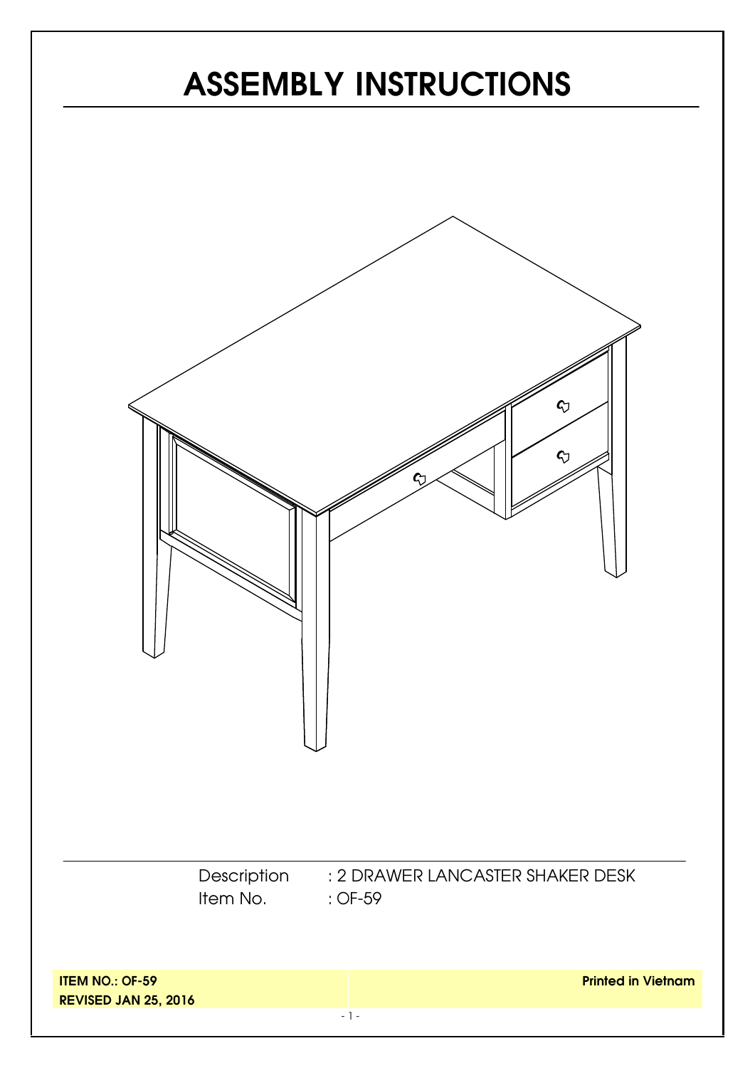# ASSEMBLY INSTRUCTIONS

Description : 2 DRAWER LANCASTER SHAKER DESK
Item No. : OF-59

**ITEM NO.: OF-59**
**REVISED JAN 25, 2016**

**Printed in Vietnam**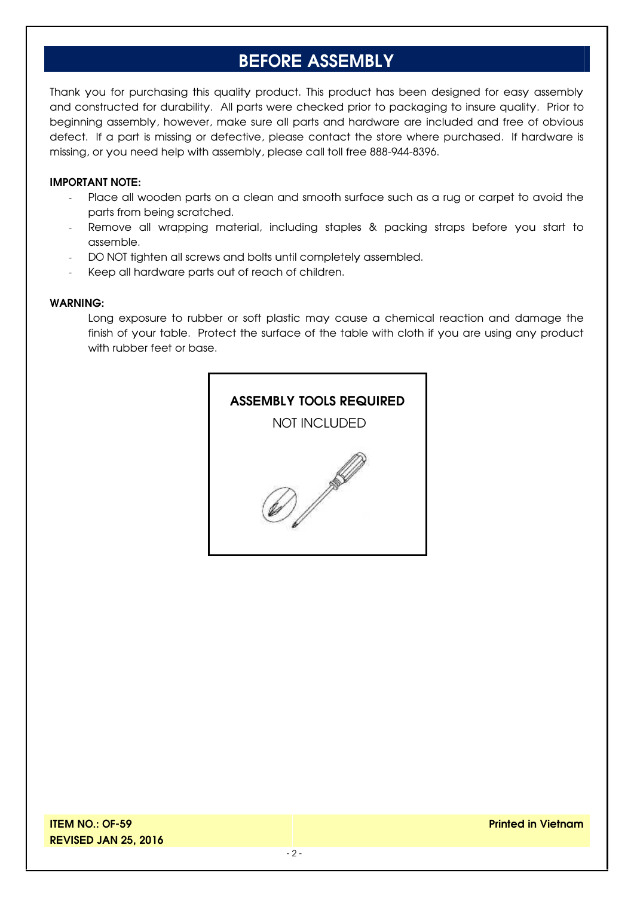# BEFORE ASSEMBLY

Thank you for purchasing this quality product. This product has been designed for easy assembly and constructed for durability. All parts were checked prior to packaging to insure quality. Prior to beginning assembly, however, make sure all parts and hardware are included and free of obvious defect. If a part is missing or defective, please contact the store where purchased. If hardware is missing, or you need help with assembly, please call toll free 888-944-8396.

**IMPORTANT NOTE:**

- Place all wooden parts on a clean and smooth surface such as a rug or carpet to avoid the parts from being scratched.
- Remove all wrapping material, including staples & packing straps before you start to assemble.
- DO NOT tighten all screws and bolts until completely assembled.
- Keep all hardware parts out of reach of children.

**WARNING:**

Long exposure to rubber or soft plastic may cause a chemical reaction and damage the finish of your table. Protect the surface of the table with cloth if you are using any product with rubber feet or base.

**ASSEMBLY TOOLS REQUIRED**

NOT INCLUDED

**ITEM NO.: OF-59**
**REVISED JAN 25, 2016**

**Printed in Vietnam**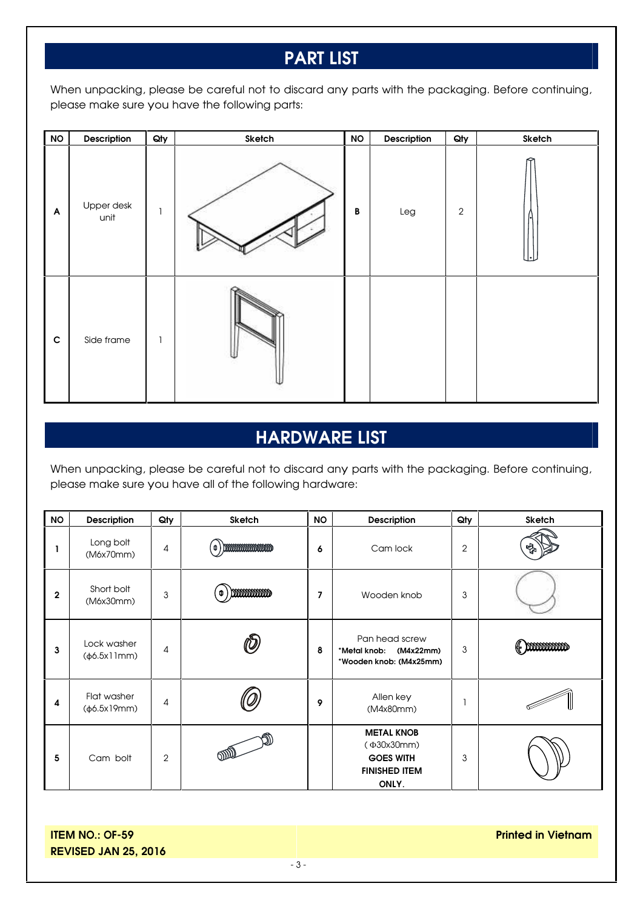## PART LIST

When unpacking, please be careful not to discard any parts with the packaging. Before continuing, please make sure you have the following parts:

| NO | Description | Qty | Sketch | NO | Description | Qty | Sketch |
|---|---|---|---|---|---|---|---|
| A | Upper desk unit | 1 | | B | Leg | 2 | |
| C | Side frame | 1 | | | | | |

## HARDWARE LIST

When unpacking, please be careful not to discard any parts with the packaging. Before continuing, please make sure you have all of the following hardware:

| NO | Description | Qty | Sketch | NO | Description | Qty | Sketch |
|---|---|---|---|---|---|---|---|
| 1 | Long bolt (M6x70mm) | 4 | | 6 | Cam lock | 2 | |
| 2 | Short bolt (M6x30mm) | 3 | | 7 | Wooden knob | 3 | |
| 3 | Lock washer (ϕ6.5x11mm) | 4 | | 8 | Pan head screw **\*Metal knob: (M4x22mm)** **\*Wooden knob: (M4x25mm)** | 3 | |
| 4 | Flat washer (ϕ6.5x19mm) | 4 | | 9 | Allen key (M4x80mm) | 1 | |
| 5 | Cam bolt | 2 | | | **METAL KNOB** (Φ30x30mm) **GOES WITH FINISHED ITEM ONLY.** | 3 | |

**ITEM NO.: OF-59**
**REVISED JAN 25, 2016**

**Printed in Vietnam**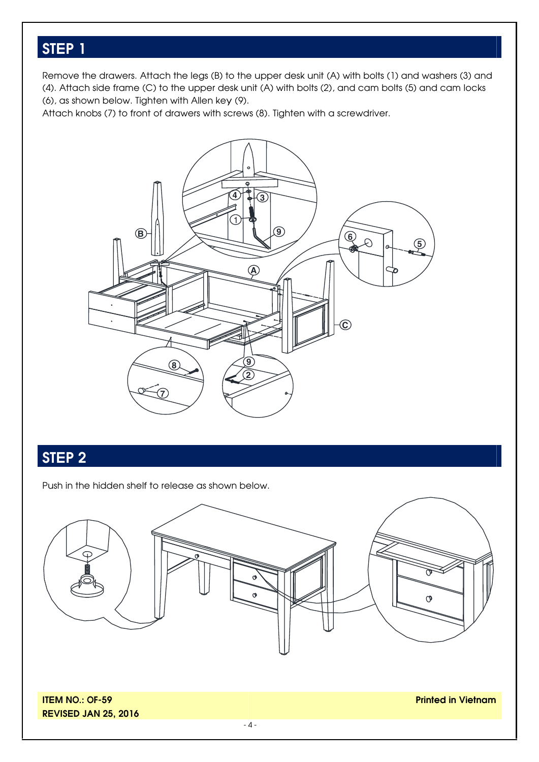## STEP 1

Remove the drawers. Attach the legs (B) to the upper desk unit (A) with bolts (1) and washers (3) and (4). Attach side frame (C) to the upper desk unit (A) with bolts (2), and cam bolts (5) and cam locks (6), as shown below. Tighten with Allen key (9).

Attach knobs (7) to front of drawers with screws (8). Tighten with a screwdriver.

## STEP 2

Push in the hidden shelf to release as shown below.

**ITEM NO.: OF-59**

**REVISED JAN 25, 2016**

**Printed in Vietnam**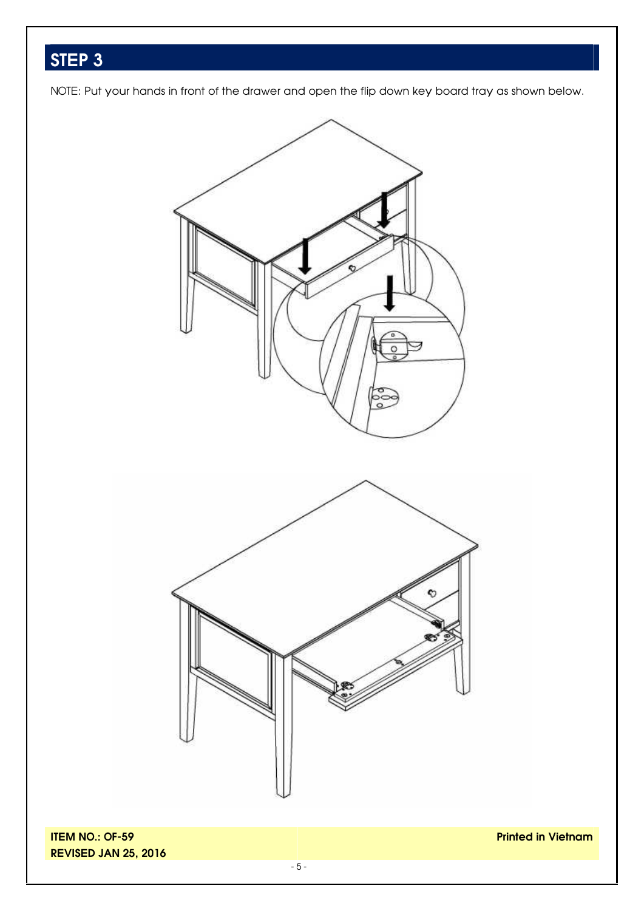## STEP 3

NOTE: Put your hands in front of the drawer and open the flip down key board tray as shown below.

ITEM NO.: OF-59

REVISED JAN 25, 2016

Printed in Vietnam